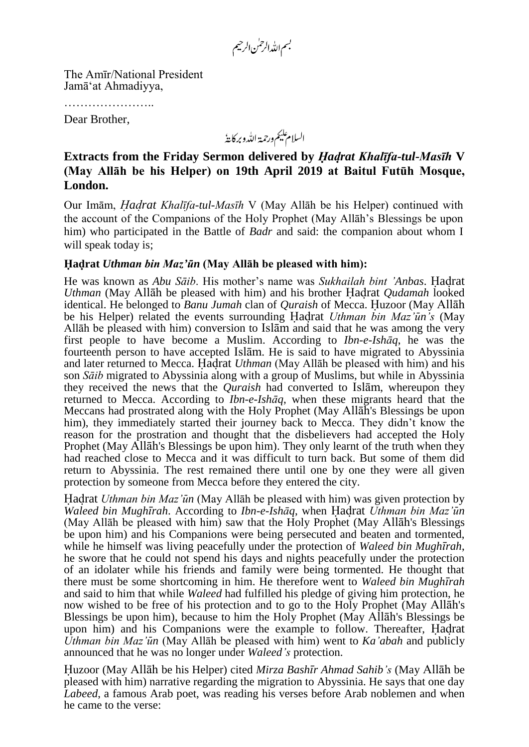بسم اللہ الرحمٰن الرحیم

The Amīr/National President
Jamā'at Ahmadiyya,

…………………..

Dear Brother,

السلام علیکم ورحمۃ اللہ وبرکاتہٗ

## Extracts from the Friday Sermon delivered by *Ḥaḍrat Khalīfa-tul-Masīh* V (May Allāh be his Helper) on 19th April 2019 at Baitul Futūh Mosque, London.

Our Imām, *Ḥaḍrat Khalīfa-tul-Masīh* V (May Allāh be his Helper) continued with the account of the Companions of the Holy Prophet (May Allāh's Blessings be upon him) who participated in the Battle of *Badr* and said: the companion about whom I will speak today is;

### Ḥaḍrat *Uthman bin Maz'ūn* (May Allāh be pleased with him):

He was known as *Abu Sāib*. His mother's name was *Sukhailah bint 'Anbas*. Ḥaḍrat *Uthman* (May Allāh be pleased with him) and his brother Ḥaḍrat *Qudamah* looked identical. He belonged to *Banu Jumah* clan of *Quraish* of Mecca. Ḥuzoor (May Allāh be his Helper) related the events surrounding Ḥaḍrat *Uthman bin Maz'ūn's* (May Allāh be pleased with him) conversion to Islām and said that he was among the very first people to have become a Muslim. According to *Ibn-e-Ishāq*, he was the fourteenth person to have accepted Islām. He is said to have migrated to Abyssinia and later returned to Mecca. Ḥaḍrat *Uthman* (May Allāh be pleased with him) and his son *Sāib* migrated to Abyssinia along with a group of Muslims, but while in Abyssinia they received the news that the *Quraish* had converted to Islām, whereupon they returned to Mecca. According to *Ibn-e-Ishāq*, when these migrants heard that the Meccans had prostrated along with the Holy Prophet (May Allāh's Blessings be upon him), they immediately started their journey back to Mecca. They didn't know the reason for the prostration and thought that the disbelievers had accepted the Holy Prophet (May Allāh's Blessings be upon him). They only learnt of the truth when they had reached close to Mecca and it was difficult to turn back. But some of them did return to Abyssinia. The rest remained there until one by one they were all given protection by someone from Mecca before they entered the city.

Ḥaḍrat *Uthman bin Maz'ūn* (May Allāh be pleased with him) was given protection by *Waleed bin Mughīrah*. According to *Ibn-e-Ishāq*, when Ḥaḍrat *Uthman bin Maz'ūn* (May Allāh be pleased with him) saw that the Holy Prophet (May Allāh's Blessings be upon him) and his Companions were being persecuted and beaten and tormented, while he himself was living peacefully under the protection of *Waleed bin Mughīrah*, he swore that he could not spend his days and nights peacefully under the protection of an idolater while his friends and family were being tormented. He thought that there must be some shortcoming in him. He therefore went to *Waleed bin Mughīrah* and said to him that while *Waleed* had fulfilled his pledge of giving him protection, he now wished to be free of his protection and to go to the Holy Prophet (May Allāh's Blessings be upon him), because to him the Holy Prophet (May Allāh's Blessings be upon him) and his Companions were the example to follow. Thereafter, Ḥaḍrat *Uthman bin Maz'ūn* (May Allāh be pleased with him) went to *Ka'abah* and publicly announced that he was no longer under *Waleed's* protection.

Ḥuzoor (May Allāh be his Helper) cited *Mirza Bashīr Ahmad Sahib's* (May Allāh be pleased with him) narrative regarding the migration to Abyssinia. He says that one day *Labeed*, a famous Arab poet, was reading his verses before Arab noblemen and when he came to the verse: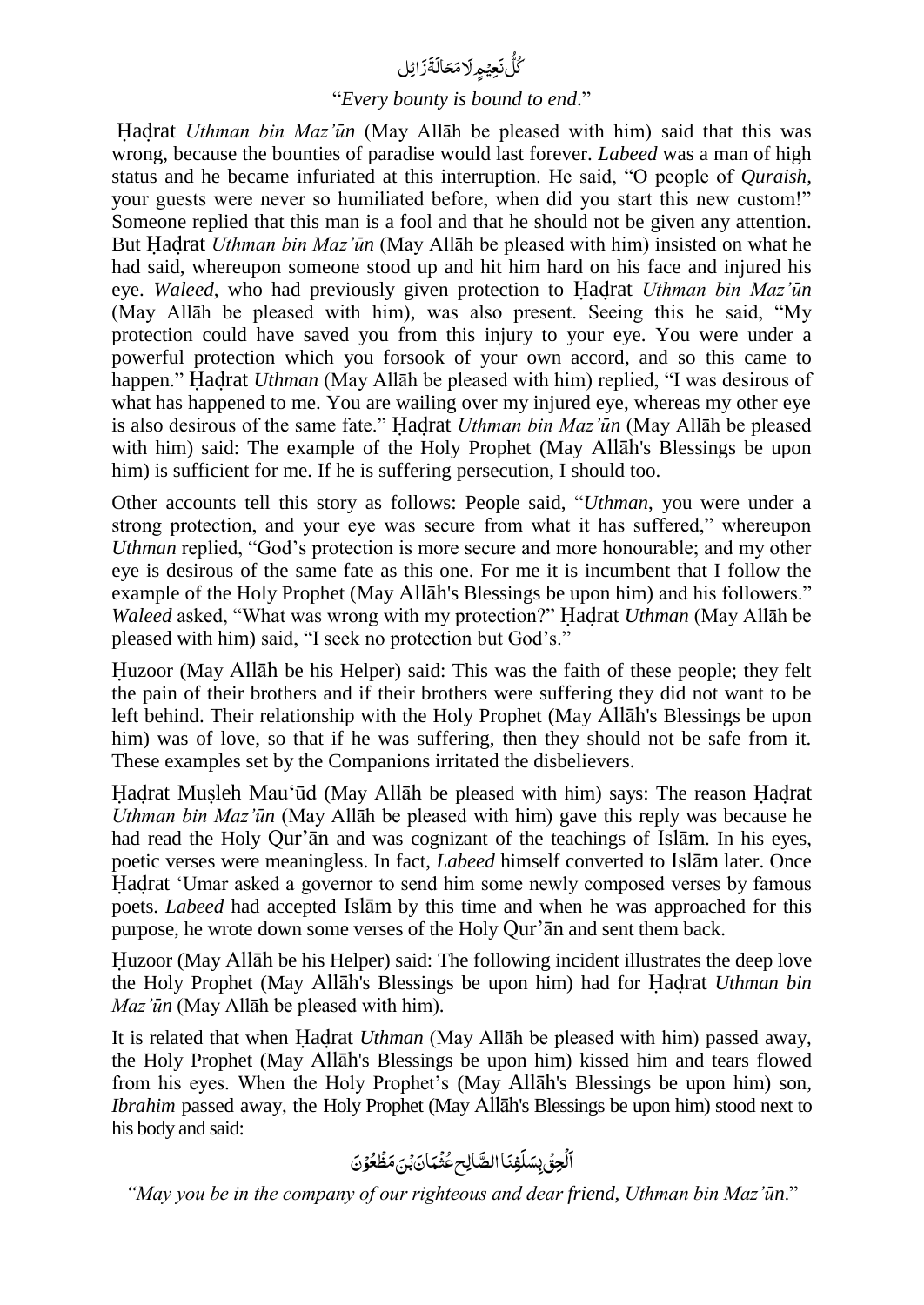كُلُّ نَعِيْمٍ لَا مَحَالَةَ زَائِل

"*Every bounty is bound to end*."

Ḥaḍrat *Uthman bin Maz'ūn* (May Allāh be pleased with him) said that this was wrong, because the bounties of paradise would last forever. *Labeed* was a man of high status and he became infuriated at this interruption. He said, "O people of *Quraish*, your guests were never so humiliated before, when did you start this new custom!" Someone replied that this man is a fool and that he should not be given any attention. But Ḥaḍrat *Uthman bin Maz'ūn* (May Allāh be pleased with him) insisted on what he had said, whereupon someone stood up and hit him hard on his face and injured his eye. *Waleed*, who had previously given protection to Ḥaḍrat *Uthman bin Maz'ūn* (May Allāh be pleased with him), was also present. Seeing this he said, "My protection could have saved you from this injury to your eye. You were under a powerful protection which you forsook of your own accord, and so this came to happen." Ḥaḍrat *Uthman* (May Allāh be pleased with him) replied, "I was desirous of what has happened to me. You are wailing over my injured eye, whereas my other eye is also desirous of the same fate." Ḥaḍrat *Uthman bin Maz'ūn* (May Allāh be pleased with him) said: The example of the Holy Prophet (May Allāh's Blessings be upon him) is sufficient for me. If he is suffering persecution, I should too.

Other accounts tell this story as follows: People said, "*Uthman*, you were under a strong protection, and your eye was secure from what it has suffered," whereupon *Uthman* replied, "God's protection is more secure and more honourable; and my other eye is desirous of the same fate as this one. For me it is incumbent that I follow the example of the Holy Prophet (May Allāh's Blessings be upon him) and his followers." *Waleed* asked, "What was wrong with my protection?" Ḥaḍrat *Uthman* (May Allāh be pleased with him) said, "I seek no protection but God's."

Ḥuzoor (May Allāh be his Helper) said: This was the faith of these people; they felt the pain of their brothers and if their brothers were suffering they did not want to be left behind. Their relationship with the Holy Prophet (May Allāh's Blessings be upon him) was of love, so that if he was suffering, then they should not be safe from it. These examples set by the Companions irritated the disbelievers.

Ḥaḍrat Muṣleh Mau'ūd (May Allāh be pleased with him) says: The reason Ḥaḍrat *Uthman bin Maz'ūn* (May Allāh be pleased with him) gave this reply was because he had read the Holy Qur'ān and was cognizant of the teachings of Islām. In his eyes, poetic verses were meaningless. In fact, *Labeed* himself converted to Islām later. Once Ḥaḍrat 'Umar asked a governor to send him some newly composed verses by famous poets. *Labeed* had accepted Islām by this time and when he was approached for this purpose, he wrote down some verses of the Holy Qur'ān and sent them back.

Ḥuzoor (May Allāh be his Helper) said: The following incident illustrates the deep love the Holy Prophet (May Allāh's Blessings be upon him) had for Ḥaḍrat *Uthman bin Maz'ūn* (May Allāh be pleased with him).

It is related that when Ḥaḍrat *Uthman* (May Allāh be pleased with him) passed away, the Holy Prophet (May Allāh's Blessings be upon him) kissed him and tears flowed from his eyes. When the Holy Prophet's (May Allāh's Blessings be upon him) son, *Ibrahim* passed away, the Holy Prophet (May Allāh's Blessings be upon him) stood next to his body and said:

اَلْحِقْ بِسَلَفِنَا الصَّالِحِ عُثْمَانَ بْنَ مَظْعُوْنَ

"*May you be in the company of our righteous and dear friend, Uthman bin Maz'ūn*."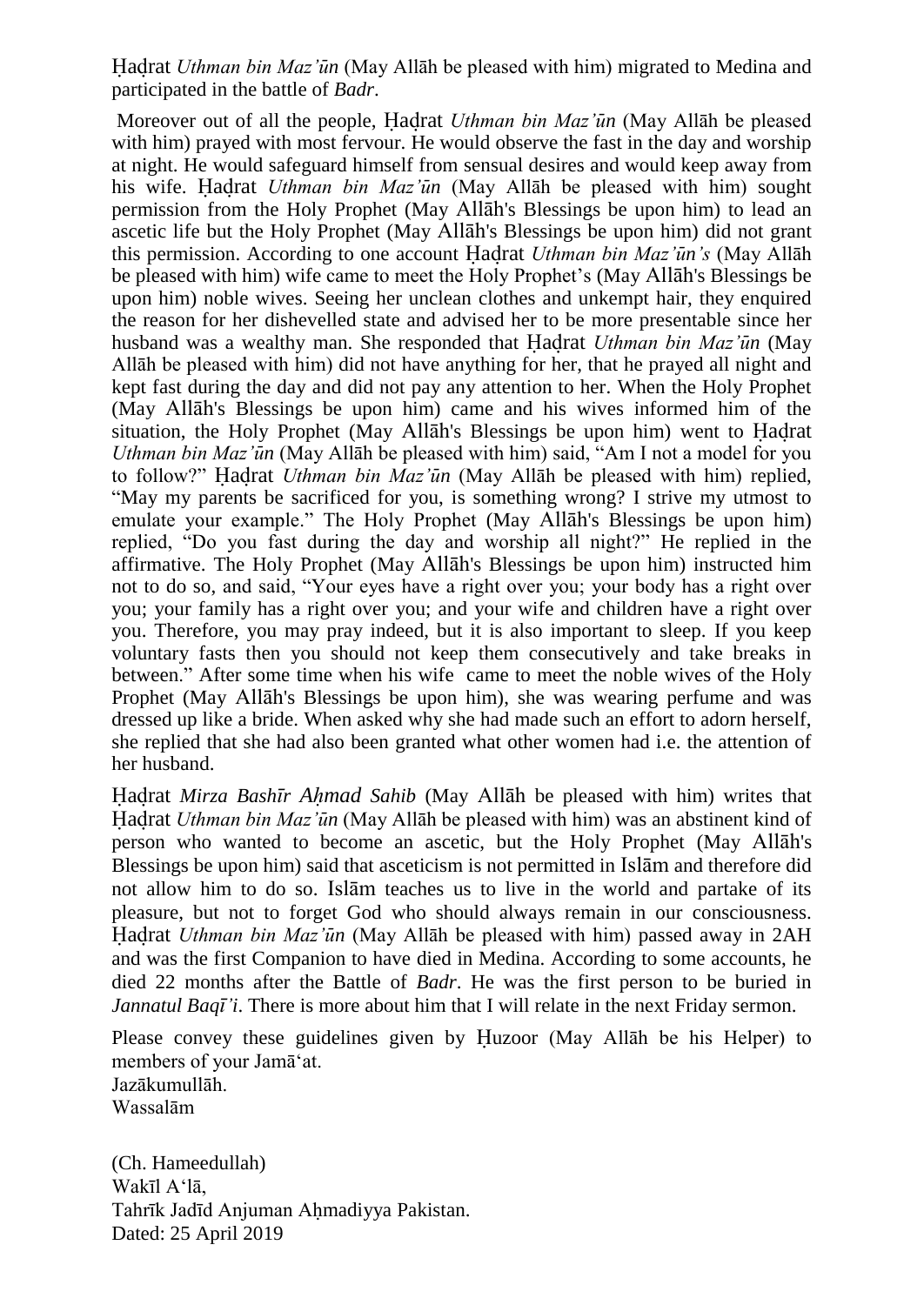Ḥaḍrat *Uthman bin Maz'ūn* (May Allāh be pleased with him) migrated to Medina and participated in the battle of *Badr*.

Moreover out of all the people, Ḥaḍrat *Uthman bin Maz'ūn* (May Allāh be pleased with him) prayed with most fervour. He would observe the fast in the day and worship at night. He would safeguard himself from sensual desires and would keep away from his wife. Ḥaḍrat *Uthman bin Maz'ūn* (May Allāh be pleased with him) sought permission from the Holy Prophet (May Allāh's Blessings be upon him) to lead an ascetic life but the Holy Prophet (May Allāh's Blessings be upon him) did not grant this permission. According to one account Ḥaḍrat *Uthman bin Maz'ūn's* (May Allāh be pleased with him) wife came to meet the Holy Prophet's (May Allāh's Blessings be upon him) noble wives. Seeing her unclean clothes and unkempt hair, they enquired the reason for her dishevelled state and advised her to be more presentable since her husband was a wealthy man. She responded that Ḥaḍrat *Uthman bin Maz'ūn* (May Allāh be pleased with him) did not have anything for her, that he prayed all night and kept fast during the day and did not pay any attention to her. When the Holy Prophet (May Allāh's Blessings be upon him) came and his wives informed him of the situation, the Holy Prophet (May Allāh's Blessings be upon him) went to Ḥaḍrat *Uthman bin Maz'ūn* (May Allāh be pleased with him) said, "Am I not a model for you to follow?" Ḥaḍrat *Uthman bin Maz'ūn* (May Allāh be pleased with him) replied, "May my parents be sacrificed for you, is something wrong? I strive my utmost to emulate your example." The Holy Prophet (May Allāh's Blessings be upon him) replied, "Do you fast during the day and worship all night?" He replied in the affirmative. The Holy Prophet (May Allāh's Blessings be upon him) instructed him not to do so, and said, "Your eyes have a right over you; your body has a right over you; your family has a right over you; and your wife and children have a right over you. Therefore, you may pray indeed, but it is also important to sleep. If you keep voluntary fasts then you should not keep them consecutively and take breaks in between." After some time when his wife came to meet the noble wives of the Holy Prophet (May Allāh's Blessings be upon him), she was wearing perfume and was dressed up like a bride. When asked why she had made such an effort to adorn herself, she replied that she had also been granted what other women had i.e. the attention of her husband.

Ḥaḍrat *Mirza Bashīr Aḥmad Sahib* (May Allāh be pleased with him) writes that Ḥaḍrat *Uthman bin Maz'ūn* (May Allāh be pleased with him) was an abstinent kind of person who wanted to become an ascetic, but the Holy Prophet (May Allāh's Blessings be upon him) said that asceticism is not permitted in Islām and therefore did not allow him to do so. Islām teaches us to live in the world and partake of its pleasure, but not to forget God who should always remain in our consciousness. Ḥaḍrat *Uthman bin Maz'ūn* (May Allāh be pleased with him) passed away in 2AH and was the first Companion to have died in Medina. According to some accounts, he died 22 months after the Battle of *Badr*. He was the first person to be buried in *Jannatul Baqī'i*. There is more about him that I will relate in the next Friday sermon.

Please convey these guidelines given by Ḥuzoor (May Allāh be his Helper) to members of your Jamā'at.
Jazākumullāh.
Wassalām

(Ch. Hameedullah)
Wakīl A'lā,
Tahrīk Jadīd Anjuman Aḥmadiyya Pakistan.
Dated: 25 April 2019